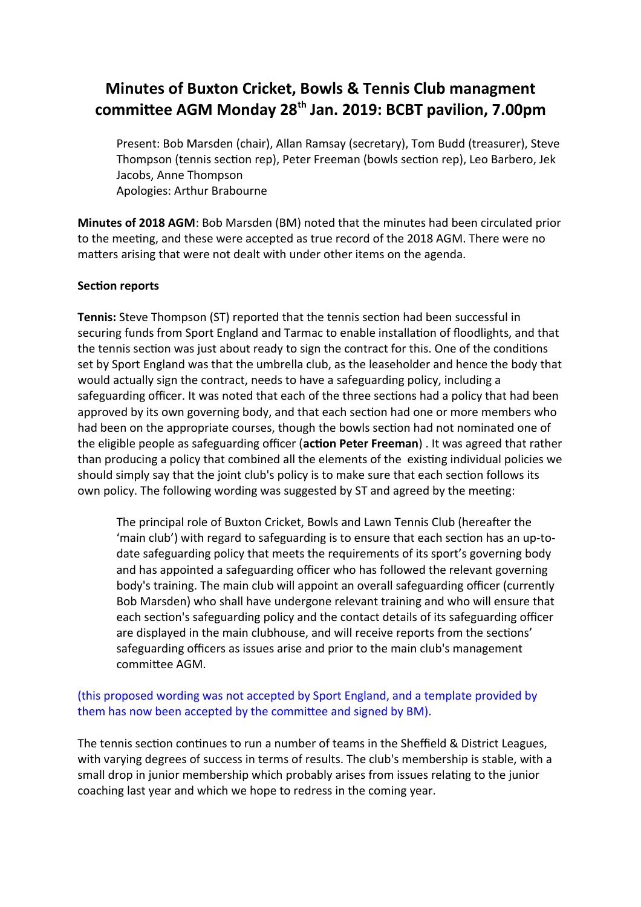# Minutes of Buxton Cricket, Bowls & Tennis Club managment committee AGM Monday 28th Jan. 2019: BCBT pavilion, 7.00pm

Present: Bob Marsden (chair), Allan Ramsay (secretary), Tom Budd (treasurer), Steve Thompson (tennis section rep), Peter Freeman (bowls section rep), Leo Barbero, Jek Jacobs, Anne Thompson
Apologies: Arthur Brabourne

**Minutes of 2018 AGM**: Bob Marsden (BM) noted that the minutes had been circulated prior to the meeting, and these were accepted as true record of the 2018 AGM. There were no matters arising that were not dealt with under other items on the agenda.

**Section reports**

**Tennis:** Steve Thompson (ST) reported that the tennis section had been successful in securing funds from Sport England and Tarmac to enable installation of floodlights, and that the tennis section was just about ready to sign the contract for this. One of the conditions set by Sport England was that the umbrella club, as the leaseholder and hence the body that would actually sign the contract, needs to have a safeguarding policy, including a safeguarding officer. It was noted that each of the three sections had a policy that had been approved by its own governing body, and that each section had one or more members who had been on the appropriate courses, though the bowls section had not nominated one of the eligible people as safeguarding officer (**action Peter Freeman**) . It was agreed that rather than producing a policy that combined all the elements of the existing individual policies we should simply say that the joint club's policy is to make sure that each section follows its own policy. The following wording was suggested by ST and agreed by the meeting:

> The principal role of Buxton Cricket, Bowls and Lawn Tennis Club (hereafter the 'main club') with regard to safeguarding is to ensure that each section has an up-to-date safeguarding policy that meets the requirements of its sport's governing body and has appointed a safeguarding officer who has followed the relevant governing body's training. The main club will appoint an overall safeguarding officer (currently Bob Marsden) who shall have undergone relevant training and who will ensure that each section's safeguarding policy and the contact details of its safeguarding officer are displayed in the main clubhouse, and will receive reports from the sections' safeguarding officers as issues arise and prior to the main club's management committee AGM.

(this proposed wording was not accepted by Sport England, and a template provided by them has now been accepted by the committee and signed by BM).

The tennis section continues to run a number of teams in the Sheffield & District Leagues, with varying degrees of success in terms of results. The club's membership is stable, with a small drop in junior membership which probably arises from issues relating to the junior coaching last year and which we hope to redress in the coming year.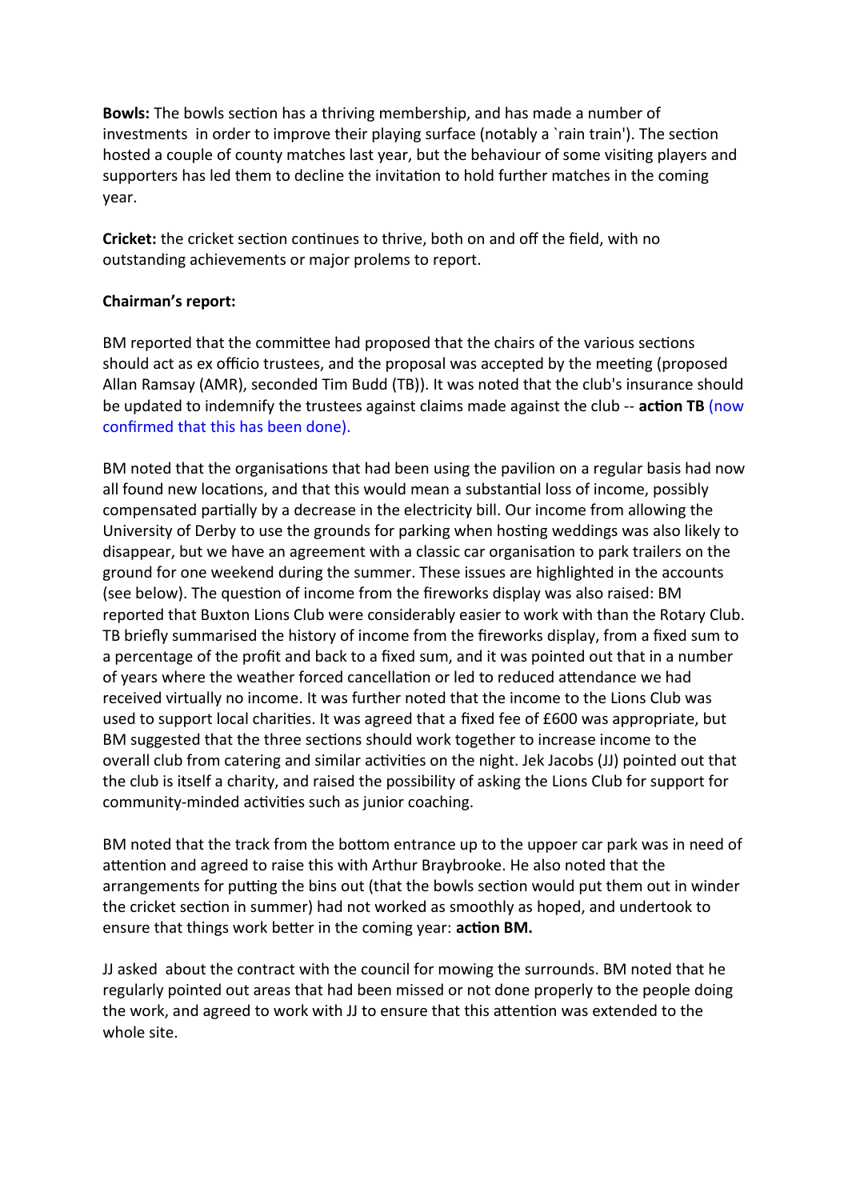**Bowls:** The bowls section has a thriving membership, and has made a number of investments  in order to improve their playing surface (notably a `rain train'). The section hosted a couple of county matches last year, but the behaviour of some visiting players and supporters has led them to decline the invitation to hold further matches in the coming year.

**Cricket:** the cricket section continues to thrive, both on and off the field, with no outstanding achievements or major prolems to report.

**Chairman's report:**

BM reported that the committee had proposed that the chairs of the various sections should act as ex officio trustees, and the proposal was accepted by the meeting (proposed Allan Ramsay (AMR), seconded Tim Budd (TB)). It was noted that the club's insurance should be updated to indemnify the trustees against claims made against the club -- **action TB** (now confirmed that this has been done).

BM noted that the organisations that had been using the pavilion on a regular basis had now all found new locations, and that this would mean a substantial loss of income, possibly compensated partially by a decrease in the electricity bill. Our income from allowing the University of Derby to use the grounds for parking when hosting weddings was also likely to disappear, but we have an agreement with a classic car organisation to park trailers on the ground for one weekend during the summer. These issues are highlighted in the accounts (see below). The question of income from the fireworks display was also raised: BM reported that Buxton Lions Club were considerably easier to work with than the Rotary Club. TB briefly summarised the history of income from the fireworks display, from a fixed sum to a percentage of the profit and back to a fixed sum, and it was pointed out that in a number of years where the weather forced cancellation or led to reduced attendance we had received virtually no income. It was further noted that the income to the Lions Club was used to support local charities. It was agreed that a fixed fee of £600 was appropriate, but BM suggested that the three sections should work together to increase income to the overall club from catering and similar activities on the night. Jek Jacobs (JJ) pointed out that the club is itself a charity, and raised the possibility of asking the Lions Club for support for community-minded activities such as junior coaching.

BM noted that the track from the bottom entrance up to the uppoer car park was in need of attention and agreed to raise this with Arthur Braybrooke. He also noted that the arrangements for putting the bins out (that the bowls section would put them out in winder the cricket section in summer) had not worked as smoothly as hoped, and undertook to ensure that things work better in the coming year: **action BM.**

JJ asked  about the contract with the council for mowing the surrounds. BM noted that he regularly pointed out areas that had been missed or not done properly to the people doing the work, and agreed to work with JJ to ensure that this attention was extended to the whole site.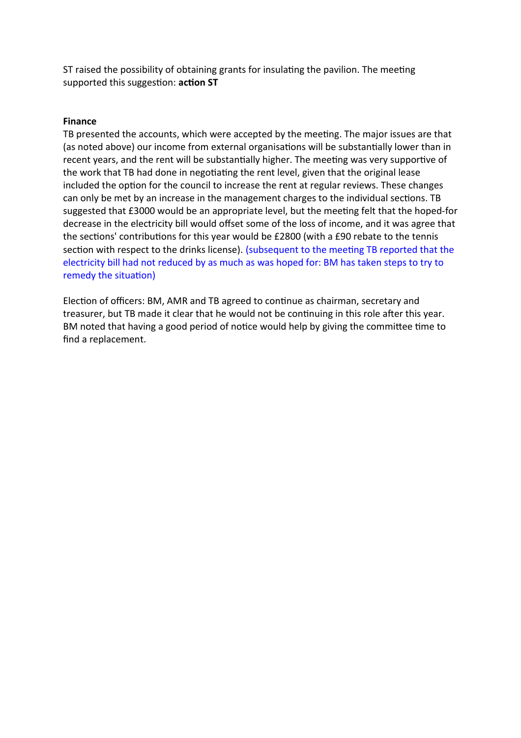ST raised the possibility of obtaining grants for insulating the pavilion. The meeting supported this suggestion: **action ST**

**Finance**

TB presented the accounts, which were accepted by the meeting. The major issues are that (as noted above) our income from external organisations will be substantially lower than in recent years, and the rent will be substantially higher. The meeting was very supportive of the work that TB had done in negotiating the rent level, given that the original lease included the option for the council to increase the rent at regular reviews. These changes can only be met by an increase in the management charges to the individual sections. TB suggested that £3000 would be an appropriate level, but the meeting felt that the hoped-for decrease in the electricity bill would offset some of the loss of income, and it was agree that the sections' contributions for this year would be £2800 (with a £90 rebate to the tennis section with respect to the drinks license). (subsequent to the meeting TB reported that the electricity bill had not reduced by as much as was hoped for: BM has taken steps to try to remedy the situation)

Election of officers: BM, AMR and TB agreed to continue as chairman, secretary and treasurer, but TB made it clear that he would not be continuing in this role after this year. BM noted that having a good period of notice would help by giving the committee time to find a replacement.